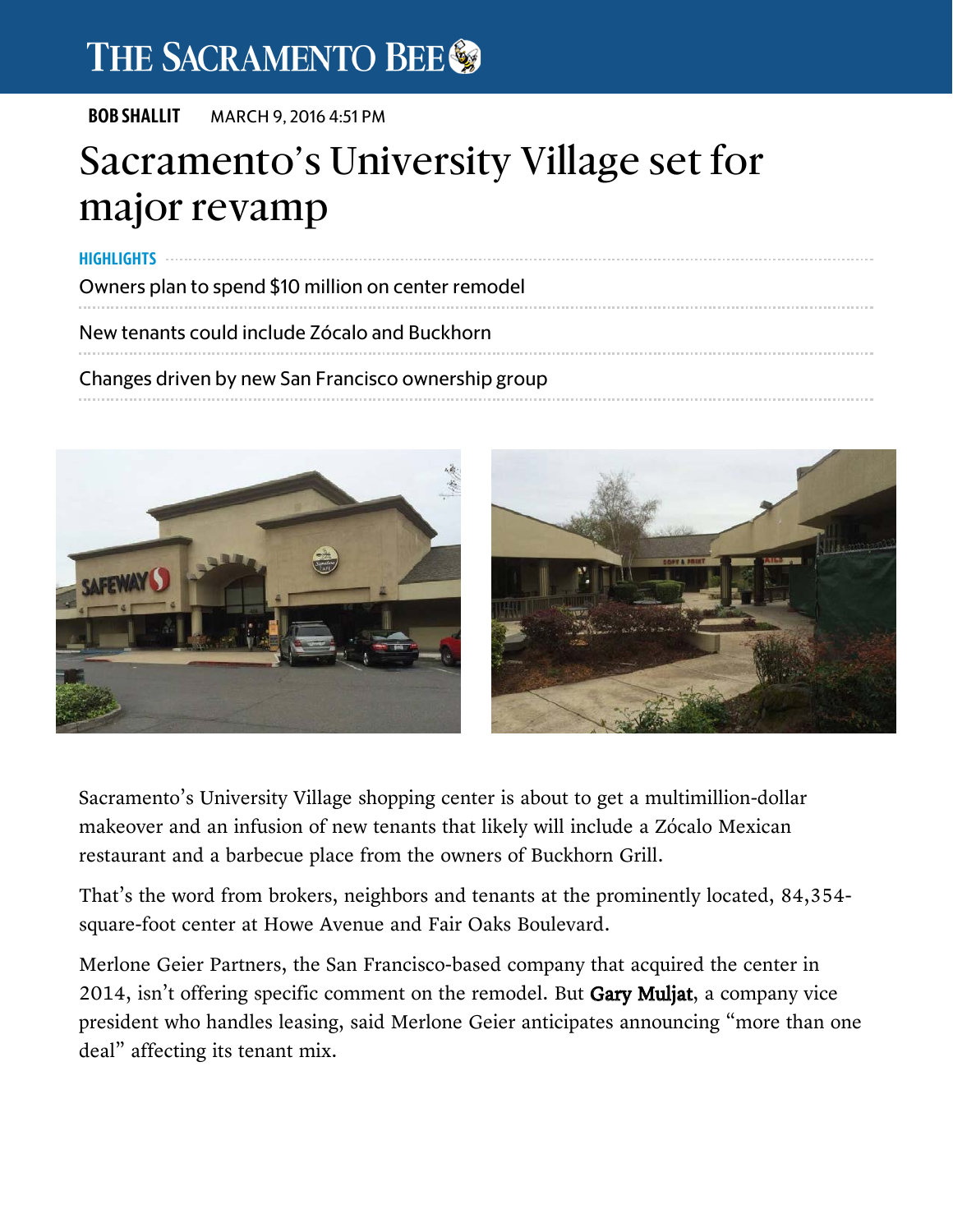THE SACRAMENTO BEE

**BOB SHALLIT** MARCH 9, 2016 4:51 PM

# Sacramento's University Village set for major revamp

**HIGHLIGHTS**

- Owners plan to spend $10 million on center remodel
- New tenants could include Zócalo and Buckhorn
- Changes driven by new San Francisco ownership group

Sacramento's University Village shopping center is about to get a multimillion-dollar makeover and an infusion of new tenants that likely will include a Zócalo Mexican restaurant and a barbecue place from the owners of Buckhorn Grill.

That's the word from brokers, neighbors and tenants at the prominently located, 84,354-square-foot center at Howe Avenue and Fair Oaks Boulevard.

Merlone Geier Partners, the San Francisco-based company that acquired the center in 2014, isn't offering specific comment on the remodel. But Gary Muljat, a company vice president who handles leasing, said Merlone Geier anticipates announcing "more than one deal" affecting its tenant mix.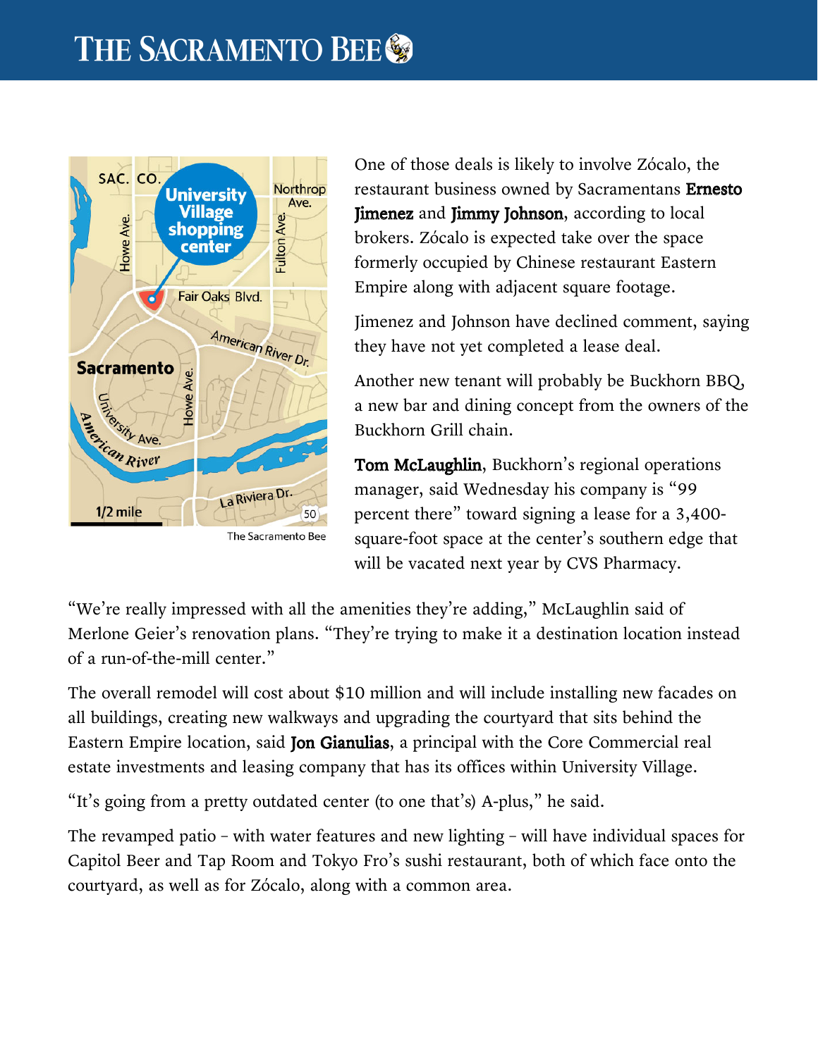One of those deals is likely to involve Zócalo, the restaurant business owned by Sacramentans **Ernesto Jimenez** and **Jimmy Johnson**, according to local brokers. Zócalo is expected take over the space formerly occupied by Chinese restaurant Eastern Empire along with adjacent square footage.

Jimenez and Johnson have declined comment, saying they have not yet completed a lease deal.

Another new tenant will probably be Buckhorn BBQ, a new bar and dining concept from the owners of the Buckhorn Grill chain.

**Tom McLaughlin**, Buckhorn's regional operations manager, said Wednesday his company is "99 percent there" toward signing a lease for a 3,400-square-foot space at the center's southern edge that will be vacated next year by CVS Pharmacy.

"We're really impressed with all the amenities they're adding," McLaughlin said of Merlone Geier's renovation plans. "They're trying to make it a destination location instead of a run-of-the-mill center."

The overall remodel will cost about $10 million and will include installing new facades on all buildings, creating new walkways and upgrading the courtyard that sits behind the Eastern Empire location, said **Jon Gianulias**, a principal with the Core Commercial real estate investments and leasing company that has its offices within University Village.

"It's going from a pretty outdated center (to one that's) A-plus," he said.

The revamped patio – with water features and new lighting – will have individual spaces for Capitol Beer and Tap Room and Tokyo Fro's sushi restaurant, both of which face onto the courtyard, as well as for Zócalo, along with a common area.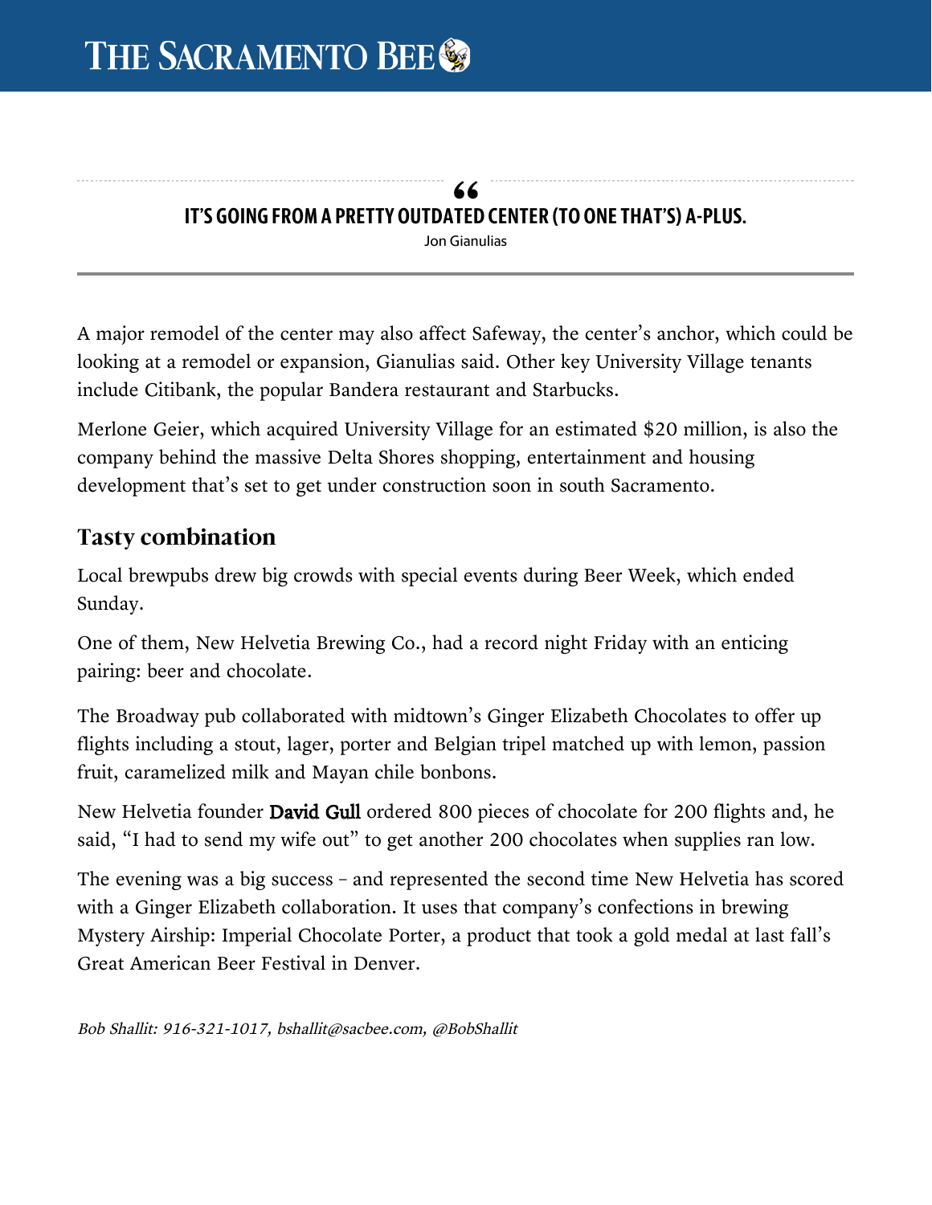> **"IT'S GOING FROM A PRETTY OUTDATED CENTER (TO ONE THAT'S) A-PLUS.**
>
> Jon Gianulias

A major remodel of the center may also affect Safeway, the center's anchor, which could be looking at a remodel or expansion, Gianulias said. Other key University Village tenants include Citibank, the popular Bandera restaurant and Starbucks.

Merlone Geier, which acquired University Village for an estimated $20 million, is also the company behind the massive Delta Shores shopping, entertainment and housing development that's set to get under construction soon in south Sacramento.

## Tasty combination

Local brewpubs drew big crowds with special events during Beer Week, which ended Sunday.

One of them, New Helvetia Brewing Co., had a record night Friday with an enticing pairing: beer and chocolate.

The Broadway pub collaborated with midtown's Ginger Elizabeth Chocolates to offer up flights including a stout, lager, porter and Belgian tripel matched up with lemon, passion fruit, caramelized milk and Mayan chile bonbons.

New Helvetia founder **David Gull** ordered 800 pieces of chocolate for 200 flights and, he said, "I had to send my wife out" to get another 200 chocolates when supplies ran low.

The evening was a big success – and represented the second time New Helvetia has scored with a Ginger Elizabeth collaboration. It uses that company's confections in brewing Mystery Airship: Imperial Chocolate Porter, a product that took a gold medal at last fall's Great American Beer Festival in Denver.

*Bob Shallit: 916-321-1017, bshallit@sacbee.com, @BobShallit*